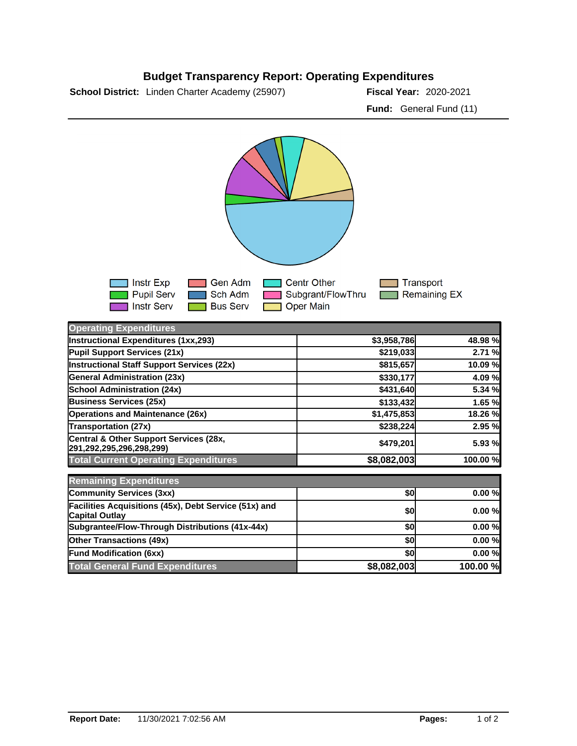# Budget Transparency Report: Operating Expenditures

**School District:** Linden Charter Academy (25907) **Fiscal Year:** 2020-2021

**Fund:** General Fund (11)

Instr Exp | Pupil Serv | Instr Serv | Gen Adm | Sch Adm | Bus Serv | Centr Other | Subgrant/FlowThru | Oper Main | Transport | Remaining EX

| Operating Expenditures | | |
|---|---|---|
| Instructional Expenditures (1xx,293) | $3,958,786 | 48.98 % |
| Pupil Support Services (21x) | $219,033 | 2.71 % |
| Instructional Staff Support Services (22x) | $815,657 | 10.09 % |
| General Administration (23x) | $330,177 | 4.09 % |
| School Administration (24x) | $431,640 | 5.34 % |
| Business Services (25x) | $133,432 | 1.65 % |
| Operations and Maintenance (26x) | $1,475,853 | 18.26 % |
| Transportation (27x) | $238,224 | 2.95 % |
| Central & Other Support Services (28x, 291,292,295,296,298,299) | $479,201 | 5.93 % |
| **Total Current Operating Expenditures** | **$8,082,003** | **100.00 %** |

| Remaining Expenditures | | |
|---|---|---|
| Community Services (3xx) | $0 | 0.00 % |
| Facilities Acquisitions (45x), Debt Service (51x) and Capital Outlay | $0 | 0.00 % |
| Subgrantee/Flow-Through Distributions (41x-44x) | $0 | 0.00 % |
| Other Transactions (49x) | $0 | 0.00 % |
| Fund Modification (6xx) | $0 | 0.00 % |
| **Total General Fund Expenditures** | **$8,082,003** | **100.00 %** |

**Report Date:** 11/30/2021 7:02:56 AM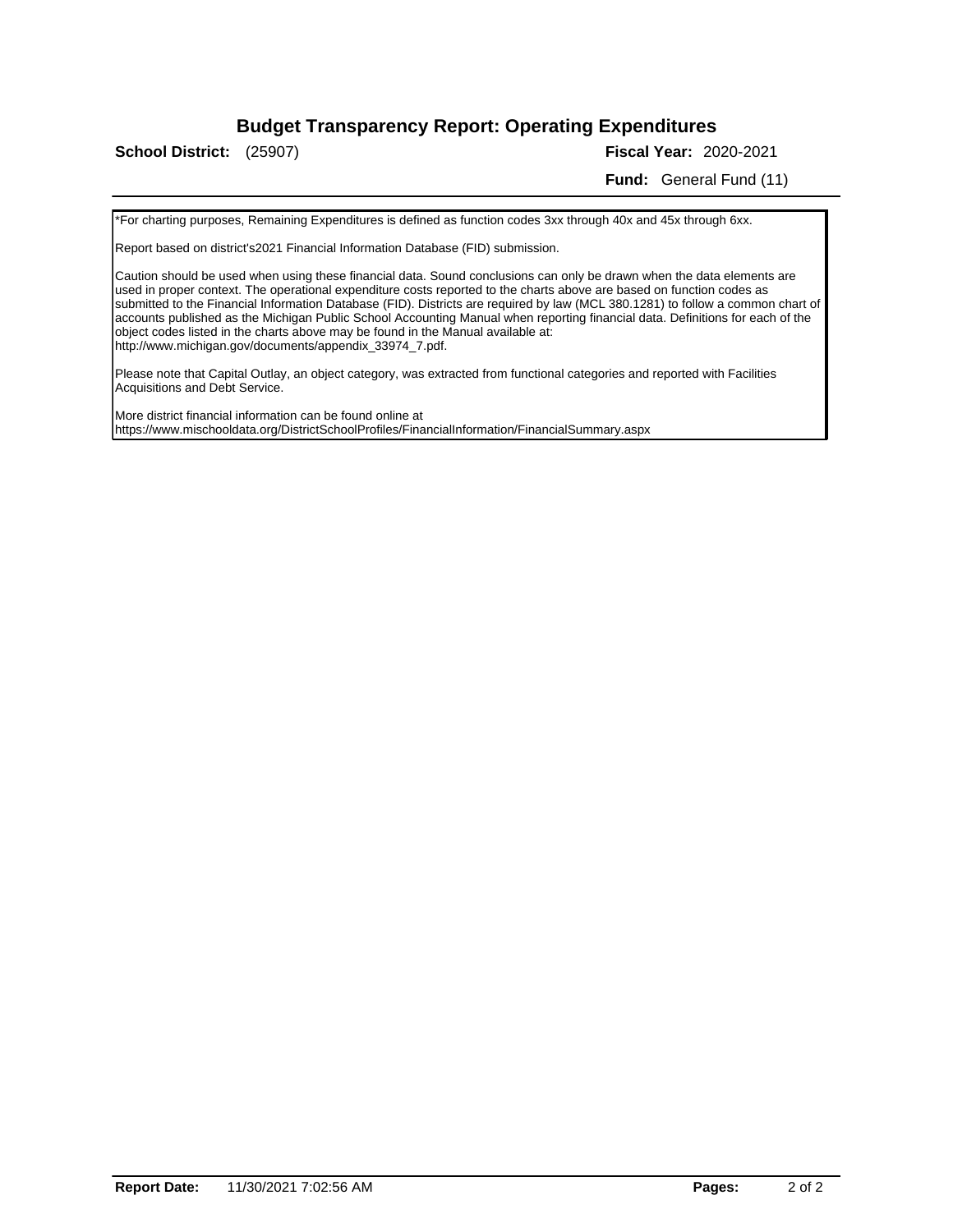## Budget Transparency Report: Operating Expenditures

**School District:** (25907)

**Fiscal Year:** 2020-2021

**Fund:** General Fund (11)

*For charting purposes, Remaining Expenditures is defined as function codes 3xx through 40x and 45x through 6xx.

Report based on district's2021 Financial Information Database (FID) submission.

Caution should be used when using these financial data. Sound conclusions can only be drawn when the data elements are used in proper context. The operational expenditure costs reported to the charts above are based on function codes as submitted to the Financial Information Database (FID). Districts are required by law (MCL 380.1281) to follow a common chart of accounts published as the Michigan Public School Accounting Manual when reporting financial data. Definitions for each of the object codes listed in the charts above may be found in the Manual available at: http://www.michigan.gov/documents/appendix_33974_7.pdf.

Please note that Capital Outlay, an object category, was extracted from functional categories and reported with Facilities Acquisitions and Debt Service.

More district financial information can be found online at https://www.mischooldata.org/DistrictSchoolProfiles/FinancialInformation/FinancialSummary.aspx

**Report Date:** 11/30/2021 7:02:56 AM